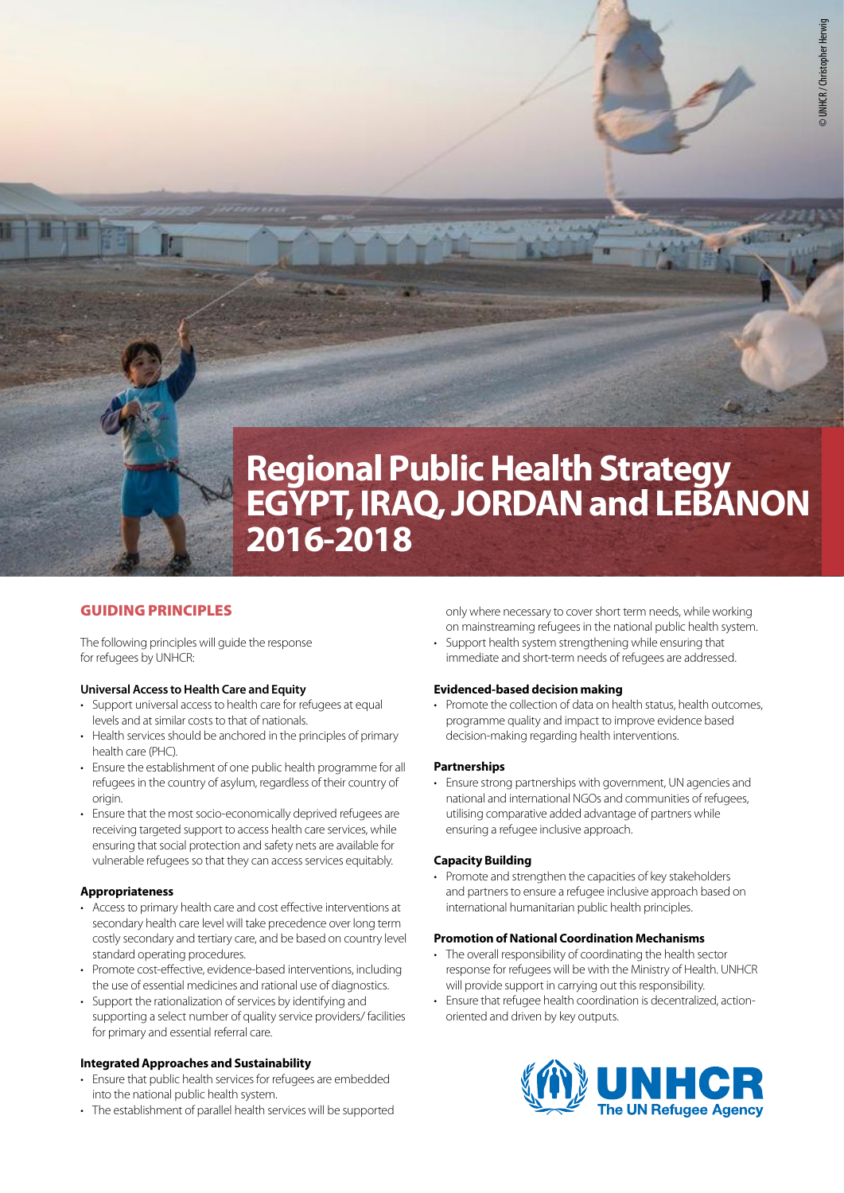# Regional Public Health Strategy EGYPT, IRAQ, JORDAN and LEBANON 2016-2018

© UNHCR / Christopher Herwig

## GUIDING PRINCIPLES

The following principles will guide the response for refugees by UNHCR:

**Universal Access to Health Care and Equity**

- Support universal access to health care for refugees at equal levels and at similar costs to that of nationals.
- Health services should be anchored in the principles of primary health care (PHC).
- Ensure the establishment of one public health programme for all refugees in the country of asylum, regardless of their country of origin.
- Ensure that the most socio-economically deprived refugees are receiving targeted support to access health care services, while ensuring that social protection and safety nets are available for vulnerable refugees so that they can access services equitably.

**Appropriateness**

- Access to primary health care and cost effective interventions at secondary health care level will take precedence over long term costly secondary and tertiary care, and be based on country level standard operating procedures.
- Promote cost-effective, evidence-based interventions, including the use of essential medicines and rational use of diagnostics.
- Support the rationalization of services by identifying and supporting a select number of quality service providers/ facilities for primary and essential referral care.

**Integrated Approaches and Sustainability**

- Ensure that public health services for refugees are embedded into the national public health system.
- The establishment of parallel health services will be supported only where necessary to cover short term needs, while working on mainstreaming refugees in the national public health system.
- Support health system strengthening while ensuring that immediate and short-term needs of refugees are addressed.

**Evidenced-based decision making**

- Promote the collection of data on health status, health outcomes, programme quality and impact to improve evidence based decision-making regarding health interventions.

**Partnerships**

- Ensure strong partnerships with government, UN agencies and national and international NGOs and communities of refugees, utilising comparative added advantage of partners while ensuring a refugee inclusive approach.

**Capacity Building**

- Promote and strengthen the capacities of key stakeholders and partners to ensure a refugee inclusive approach based on international humanitarian public health principles.

**Promotion of National Coordination Mechanisms**

- The overall responsibility of coordinating the health sector response for refugees will be with the Ministry of Health. UNHCR will provide support in carrying out this responsibility.
- Ensure that refugee health coordination is decentralized, action-oriented and driven by key outputs.

UNHCR The UN Refugee Agency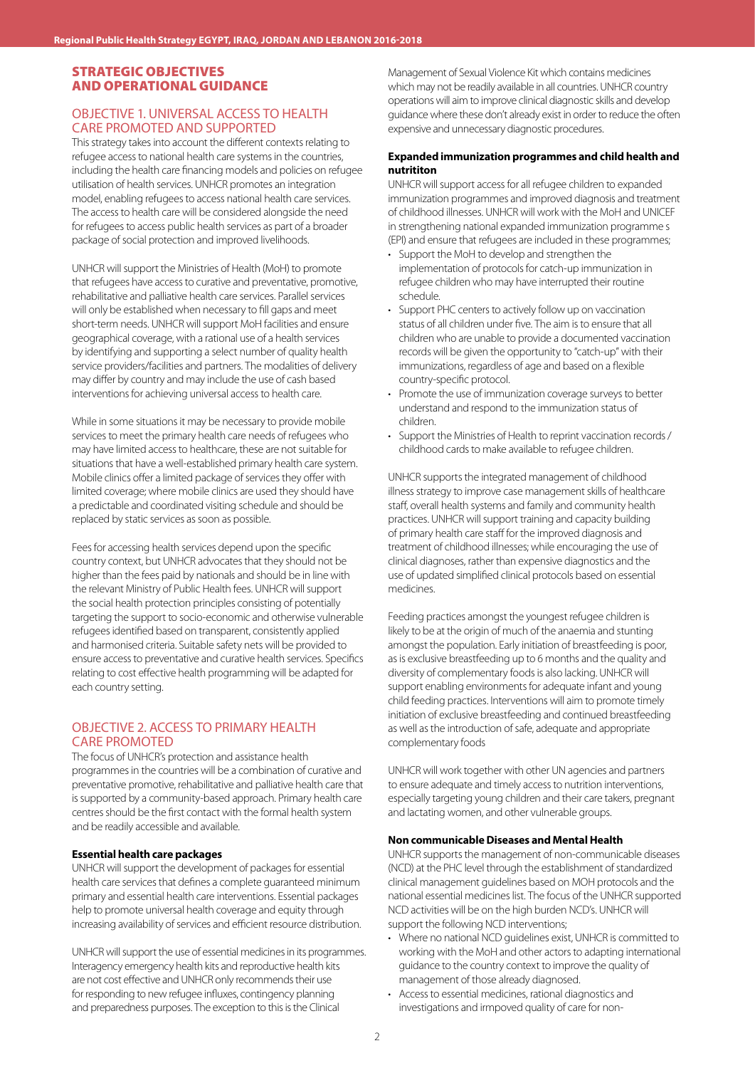## STRATEGIC OBJECTIVES AND OPERATIONAL GUIDANCE

### OBJECTIVE 1. UNIVERSAL ACCESS TO HEALTH CARE PROMOTED AND SUPPORTED

This strategy takes into account the different contexts relating to refugee access to national health care systems in the countries, including the health care financing models and policies on refugee utilisation of health services. UNHCR promotes an integration model, enabling refugees to access national health care services. The access to health care will be considered alongside the need for refugees to access public health services as part of a broader package of social protection and improved livelihoods.

UNHCR will support the Ministries of Health (MoH) to promote that refugees have access to curative and preventative, promotive, rehabilitative and palliative health care services. Parallel services will only be established when necessary to fill gaps and meet short-term needs. UNHCR will support MoH facilities and ensure geographical coverage, with a rational use of a health services by identifying and supporting a select number of quality health service providers/facilities and partners. The modalities of delivery may differ by country and may include the use of cash based interventions for achieving universal access to health care.

While in some situations it may be necessary to provide mobile services to meet the primary health care needs of refugees who may have limited access to healthcare, these are not suitable for situations that have a well-established primary health care system. Mobile clinics offer a limited package of services they offer with limited coverage; where mobile clinics are used they should have a predictable and coordinated visiting schedule and should be replaced by static services as soon as possible.

Fees for accessing health services depend upon the specific country context, but UNHCR advocates that they should not be higher than the fees paid by nationals and should be in line with the relevant Ministry of Public Health fees. UNHCR will support the social health protection principles consisting of potentially targeting the support to socio-economic and otherwise vulnerable refugees identified based on transparent, consistently applied and harmonised criteria. Suitable safety nets will be provided to ensure access to preventative and curative health services. Specifics relating to cost effective health programming will be adapted for each country setting.

### OBJECTIVE 2. ACCESS TO PRIMARY HEALTH CARE PROMOTED

The focus of UNHCR's protection and assistance health programmes in the countries will be a combination of curative and preventative promotive, rehabilitative and palliative health care that is supported by a community-based approach. Primary health care centres should be the first contact with the formal health system and be readily accessible and available.

#### Essential health care packages

UNHCR will support the development of packages for essential health care services that defines a complete guaranteed minimum primary and essential health care interventions. Essential packages help to promote universal health coverage and equity through increasing availability of services and efficient resource distribution.

UNHCR will support the use of essential medicines in its programmes. Interagency emergency health kits and reproductive health kits are not cost effective and UNHCR only recommends their use for responding to new refugee influxes, contingency planning and preparedness purposes. The exception to this is the Clinical Management of Sexual Violence Kit which contains medicines which may not be readily available in all countries. UNHCR country operations will aim to improve clinical diagnostic skills and develop guidance where these don't already exist in order to reduce the often expensive and unnecessary diagnostic procedures.

#### Expanded immunization programmes and child health and nutrititon

UNHCR will support access for all refugee children to expanded immunization programmes and improved diagnosis and treatment of childhood illnesses. UNHCR will work with the MoH and UNICEF in strengthening national expanded immunization programme s (EPI) and ensure that refugees are included in these programmes;

- Support the MoH to develop and strengthen the implementation of protocols for catch-up immunization in refugee children who may have interrupted their routine schedule.
- Support PHC centers to actively follow up on vaccination status of all children under five. The aim is to ensure that all children who are unable to provide a documented vaccination records will be given the opportunity to "catch-up" with their immunizations, regardless of age and based on a flexible country-specific protocol.
- Promote the use of immunization coverage surveys to better understand and respond to the immunization status of children.
- Support the Ministries of Health to reprint vaccination records / childhood cards to make available to refugee children.

UNHCR supports the integrated management of childhood illness strategy to improve case management skills of healthcare staff, overall health systems and family and community health practices. UNHCR will support training and capacity building of primary health care staff for the improved diagnosis and treatment of childhood illnesses; while encouraging the use of clinical diagnoses, rather than expensive diagnostics and the use of updated simplified clinical protocols based on essential medicines.

Feeding practices amongst the youngest refugee children is likely to be at the origin of much of the anaemia and stunting amongst the population. Early initiation of breastfeeding is poor, as is exclusive breastfeeding up to 6 months and the quality and diversity of complementary foods is also lacking. UNHCR will support enabling environments for adequate infant and young child feeding practices. Interventions will aim to promote timely initiation of exclusive breastfeeding and continued breastfeeding as well as the introduction of safe, adequate and appropriate complementary foods

UNHCR will work together with other UN agencies and partners to ensure adequate and timely access to nutrition interventions, especially targeting young children and their care takers, pregnant and lactating women, and other vulnerable groups.

#### Non communicable Diseases and Mental Health

UNHCR supports the management of non-communicable diseases (NCD) at the PHC level through the establishment of standardized clinical management guidelines based on MOH protocols and the national essential medicines list. The focus of the UNHCR supported NCD activities will be on the high burden NCD's. UNHCR will support the following NCD interventions;

- Where no national NCD guidelines exist, UNHCR is committed to working with the MoH and other actors to adapting international guidance to the country context to improve the quality of management of those already diagnosed.
- Access to essential medicines, rational diagnostics and investigations and irmpoved quality of care for non-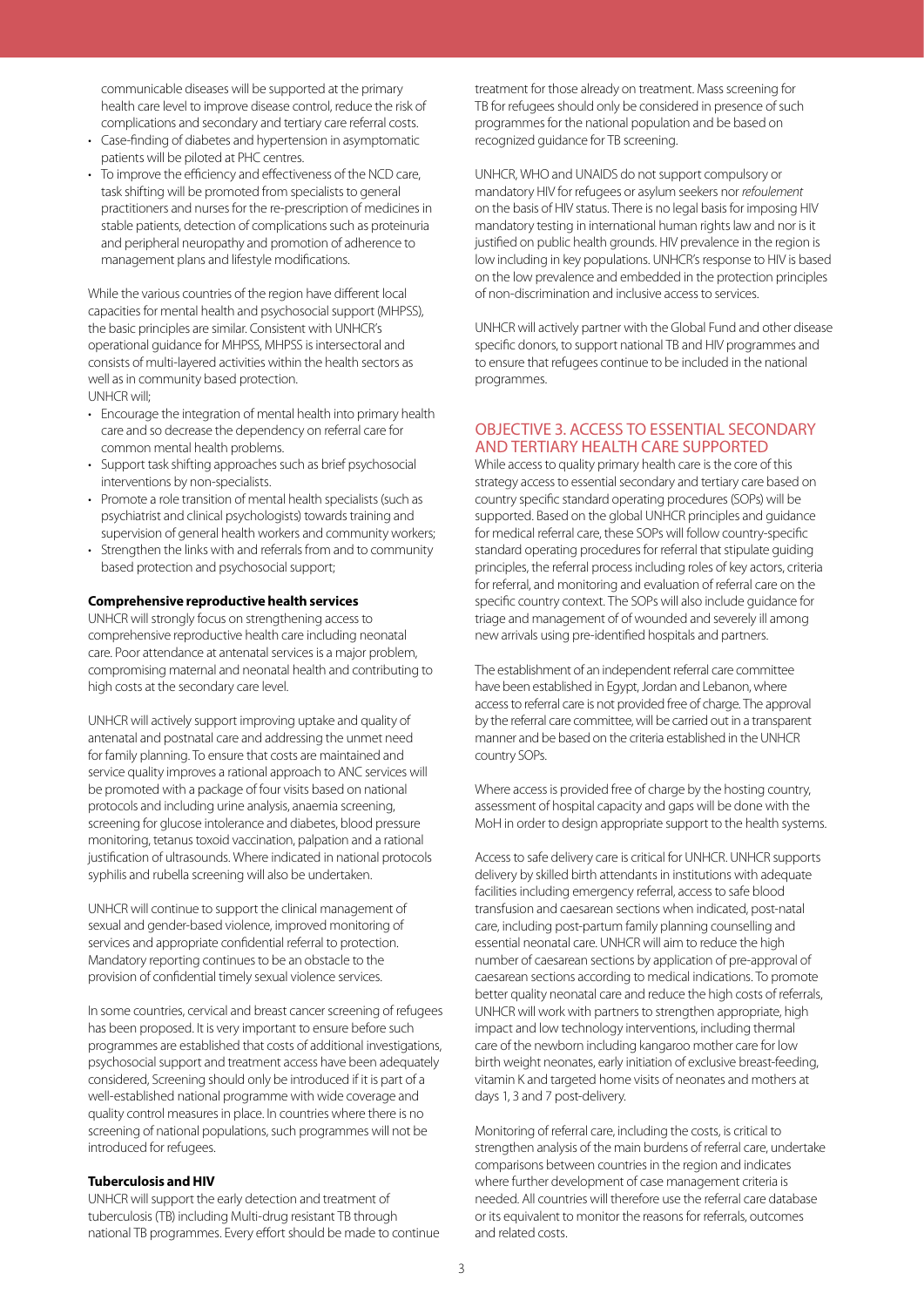communicable diseases will be supported at the primary health care level to improve disease control, reduce the risk of complications and secondary and tertiary care referral costs.

- Case-finding of diabetes and hypertension in asymptomatic patients will be piloted at PHC centres.
- To improve the efficiency and effectiveness of the NCD care, task shifting will be promoted from specialists to general practitioners and nurses for the re-prescription of medicines in stable patients, detection of complications such as proteinuria and peripheral neuropathy and promotion of adherence to management plans and lifestyle modifications.

While the various countries of the region have different local capacities for mental health and psychosocial support (MHPSS), the basic principles are similar. Consistent with UNHCR's operational guidance for MHPSS, MHPSS is intersectoral and consists of multi-layered activities within the health sectors as well as in community based protection.

UNHCR will;

- Encourage the integration of mental health into primary health care and so decrease the dependency on referral care for common mental health problems.
- Support task shifting approaches such as brief psychosocial interventions by non-specialists.
- Promote a role transition of mental health specialists (such as psychiatrist and clinical psychologists) towards training and supervision of general health workers and community workers;
- Strengthen the links with and referrals from and to community based protection and psychosocial support;

**Comprehensive reproductive health services**

UNHCR will strongly focus on strengthening access to comprehensive reproductive health care including neonatal care. Poor attendance at antenatal services is a major problem, compromising maternal and neonatal health and contributing to high costs at the secondary care level.

UNHCR will actively support improving uptake and quality of antenatal and postnatal care and addressing the unmet need for family planning. To ensure that costs are maintained and service quality improves a rational approach to ANC services will be promoted with a package of four visits based on national protocols and including urine analysis, anaemia screening, screening for glucose intolerance and diabetes, blood pressure monitoring, tetanus toxoid vaccination, palpation and a rational justification of ultrasounds. Where indicated in national protocols syphilis and rubella screening will also be undertaken.

UNHCR will continue to support the clinical management of sexual and gender-based violence, improved monitoring of services and appropriate confidential referral to protection. Mandatory reporting continues to be an obstacle to the provision of confidential timely sexual violence services.

In some countries, cervical and breast cancer screening of refugees has been proposed. It is very important to ensure before such programmes are established that costs of additional investigations, psychosocial support and treatment access have been adequately considered, Screening should only be introduced if it is part of a well-established national programme with wide coverage and quality control measures in place. In countries where there is no screening of national populations, such programmes will not be introduced for refugees.

**Tuberculosis and HIV**

UNHCR will support the early detection and treatment of tuberculosis (TB) including Multi-drug resistant TB through national TB programmes. Every effort should be made to continue treatment for those already on treatment. Mass screening for TB for refugees should only be considered in presence of such programmes for the national population and be based on recognized guidance for TB screening.

UNHCR, WHO and UNAIDS do not support compulsory or mandatory HIV for refugees or asylum seekers nor *refoulement* on the basis of HIV status. There is no legal basis for imposing HIV mandatory testing in international human rights law and nor is it justified on public health grounds. HIV prevalence in the region is low including in key populations. UNHCR's response to HIV is based on the low prevalence and embedded in the protection principles of non-discrimination and inclusive access to services.

UNHCR will actively partner with the Global Fund and other disease specific donors, to support national TB and HIV programmes and to ensure that refugees continue to be included in the national programmes.

## OBJECTIVE 3. ACCESS TO ESSENTIAL SECONDARY AND TERTIARY HEALTH CARE SUPPORTED

While access to quality primary health care is the core of this strategy access to essential secondary and tertiary care based on country specific standard operating procedures (SOPs) will be supported. Based on the global UNHCR principles and guidance for medical referral care, these SOPs will follow country-specific standard operating procedures for referral that stipulate guiding principles, the referral process including roles of key actors, criteria for referral, and monitoring and evaluation of referral care on the specific country context. The SOPs will also include guidance for triage and management of of wounded and severely ill among new arrivals using pre-identified hospitals and partners.

The establishment of an independent referral care committee have been established in Egypt, Jordan and Lebanon, where access to referral care is not provided free of charge. The approval by the referral care committee, will be carried out in a transparent manner and be based on the criteria established in the UNHCR country SOPs.

Where access is provided free of charge by the hosting country, assessment of hospital capacity and gaps will be done with the MoH in order to design appropriate support to the health systems.

Access to safe delivery care is critical for UNHCR. UNHCR supports delivery by skilled birth attendants in institutions with adequate facilities including emergency referral, access to safe blood transfusion and caesarean sections when indicated, post-natal care, including post-partum family planning counselling and essential neonatal care. UNHCR will aim to reduce the high number of caesarean sections by application of pre-approval of caesarean sections according to medical indications. To promote better quality neonatal care and reduce the high costs of referrals, UNHCR will work with partners to strengthen appropriate, high impact and low technology interventions, including thermal care of the newborn including kangaroo mother care for low birth weight neonates, early initiation of exclusive breast-feeding, vitamin K and targeted home visits of neonates and mothers at days 1, 3 and 7 post-delivery.

Monitoring of referral care, including the costs, is critical to strengthen analysis of the main burdens of referral care, undertake comparisons between countries in the region and indicates where further development of case management criteria is needed. All countries will therefore use the referral care database or its equivalent to monitor the reasons for referrals, outcomes and related costs.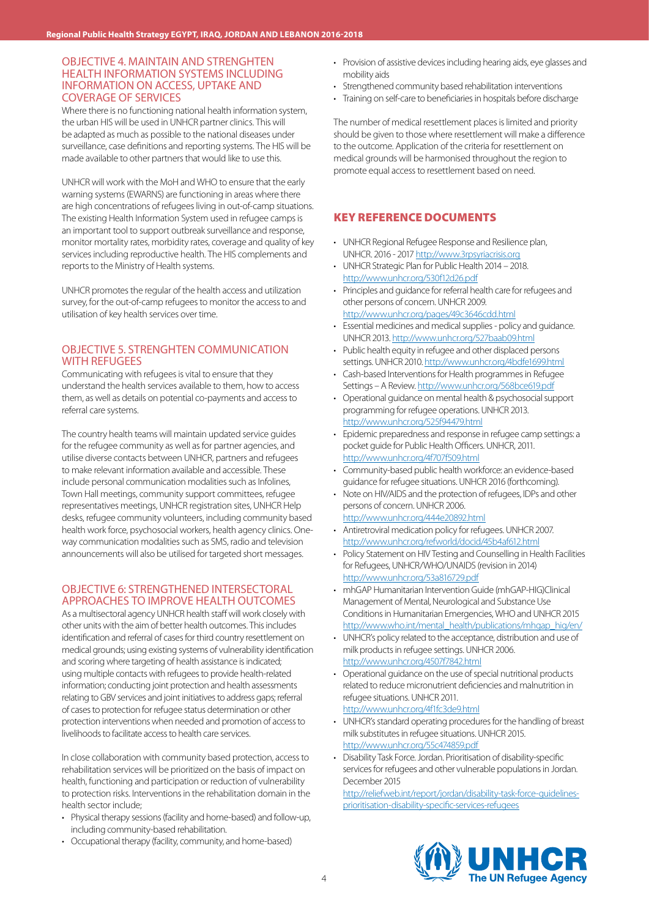## OBJECTIVE 4. MAINTAIN AND STRENGHTEN HEALTH INFORMATION SYSTEMS INCLUDING INFORMATION ON ACCESS, UPTAKE AND COVERAGE OF SERVICES

Where there is no functioning national health information system, the urban HIS will be used in UNHCR partner clinics. This will be adapted as much as possible to the national diseases under surveillance, case definitions and reporting systems. The HIS will be made available to other partners that would like to use this.

UNHCR will work with the MoH and WHO to ensure that the early warning systems (EWARNS) are functioning in areas where there are high concentrations of refugees living in out-of-camp situations. The existing Health Information System used in refugee camps is an important tool to support outbreak surveillance and response, monitor mortality rates, morbidity rates, coverage and quality of key services including reproductive health. The HIS complements and reports to the Ministry of Health systems.

UNHCR promotes the regular of the health access and utilization survey, for the out-of-camp refugees to monitor the access to and utilisation of key health services over time.

## OBJECTIVE 5. STRENGHTEN COMMUNICATION WITH REFUGEES

Communicating with refugees is vital to ensure that they understand the health services available to them, how to access them, as well as details on potential co-payments and access to referral care systems.

The country health teams will maintain updated service guides for the refugee community as well as for partner agencies, and utilise diverse contacts between UNHCR, partners and refugees to make relevant information available and accessible. These include personal communication modalities such as Infolines, Town Hall meetings, community support committees, refugee representatives meetings, UNHCR registration sites, UNHCR Help desks, refugee community volunteers, including community based health work force, psychosocial workers, health agency clinics. One-way communication modalities such as SMS, radio and television announcements will also be utilised for targeted short messages.

## OBJECTIVE 6: STRENGTHENED INTERSECTORAL APPROACHES TO IMPROVE HEALTH OUTCOMES

As a multisectoral agency UNHCR health staff will work closely with other units with the aim of better health outcomes. This includes identification and referral of cases for third country resettlement on medical grounds; using existing systems of vulnerability identification and scoring where targeting of health assistance is indicated; using multiple contacts with refugees to provide health-related information; conducting joint protection and health assessments relating to GBV services and joint initiatives to address gaps; referral of cases to protection for refugee status determination or other protection interventions when needed and promotion of access to livelihoods to facilitate access to health care services.

In close collaboration with community based protection, access to rehabilitation services will be prioritized on the basis of impact on health, functioning and participation or reduction of vulnerability to protection risks. Interventions in the rehabilitation domain in the health sector include;

- Physical therapy sessions (facility and home-based) and follow-up, including community-based rehabilitation.
- Occupational therapy (facility, community, and home-based)
- Provision of assistive devices including hearing aids, eye glasses and mobility aids
- Strengthened community based rehabilitation interventions
- Training on self-care to beneficiaries in hospitals before discharge

The number of medical resettlement places is limited and priority should be given to those where resettlement will make a difference to the outcome. Application of the criteria for resettlement on medical grounds will be harmonised throughout the region to promote equal access to resettlement based on need.

## KEY REFERENCE DOCUMENTS

- UNHCR Regional Refugee Response and Resilience plan, UNHCR. 2016 - 2017 http://www.3rpsyriacrisis.org
- UNHCR Strategic Plan for Public Health 2014 – 2018. http://www.unhcr.org/530f12d26.pdf
- Principles and guidance for referral health care for refugees and other persons of concern. UNHCR 2009. http://www.unhcr.org/pages/49c3646cdd.html
- Essential medicines and medical supplies - policy and guidance. UNHCR 2013. http://www.unhcr.org/527baab09.html
- Public health equity in refugee and other displaced persons settings. UNHCR 2010. http://www.unhcr.org/4bdfe1699.html
- Cash-based Interventions for Health programmes in Refugee Settings – A Review. http://www.unhcr.org/568bce619.pdf
- Operational guidance on mental health & psychosocial support programming for refugee operations. UNHCR 2013. http://www.unhcr.org/525f94479.html
- Epidemic preparedness and response in refugee camp settings: a pocket guide for Public Health Officers. UNHCR, 2011. http://www.unhcr.org/4f707f509.html
- Community-based public health workforce: an evidence-based guidance for refugee situations. UNHCR 2016 (forthcoming).
- Note on HIV/AIDS and the protection of refugees, IDPs and other persons of concern. UNHCR 2006. http://www.unhcr.org/444e20892.html
- Antiretroviral medication policy for refugees. UNHCR 2007. http://www.unhcr.org/refworld/docid/45b4af612.html
- Policy Statement on HIV Testing and Counselling in Health Facilities for Refugees, UNHCR/WHO/UNAIDS (revision in 2014) http://www.unhcr.org/53a816729.pdf
- mhGAP Humanitarian Intervention Guide (mhGAP-HIG)Clinical Management of Mental, Neurological and Substance Use Conditions in Humanitarian Emergencies, WHO and UNHCR 2015 http://www.who.int/mental_health/publications/mhgap_hig/en/
- UNHCR's policy related to the acceptance, distribution and use of milk products in refugee settings. UNHCR 2006. http://www.unhcr.org/4507f7842.html
- Operational guidance on the use of special nutritional products related to reduce micronutrient deficiencies and malnutrition in refugee situations. UNHCR 2011. http://www.unhcr.org/4f1fc3de9.html
- UNHCR's standard operating procedures for the handling of breast milk substitutes in refugee situations. UNHCR 2015. http://www.unhcr.org/55c474859.pdf
- Disability Task Force. Jordan. Prioritisation of disability-specific services for refugees and other vulnerable populations in Jordan. December 2015 http://reliefweb.int/report/jordan/disability-task-force-guidelines-prioritisation-disability-specific-services-refugees